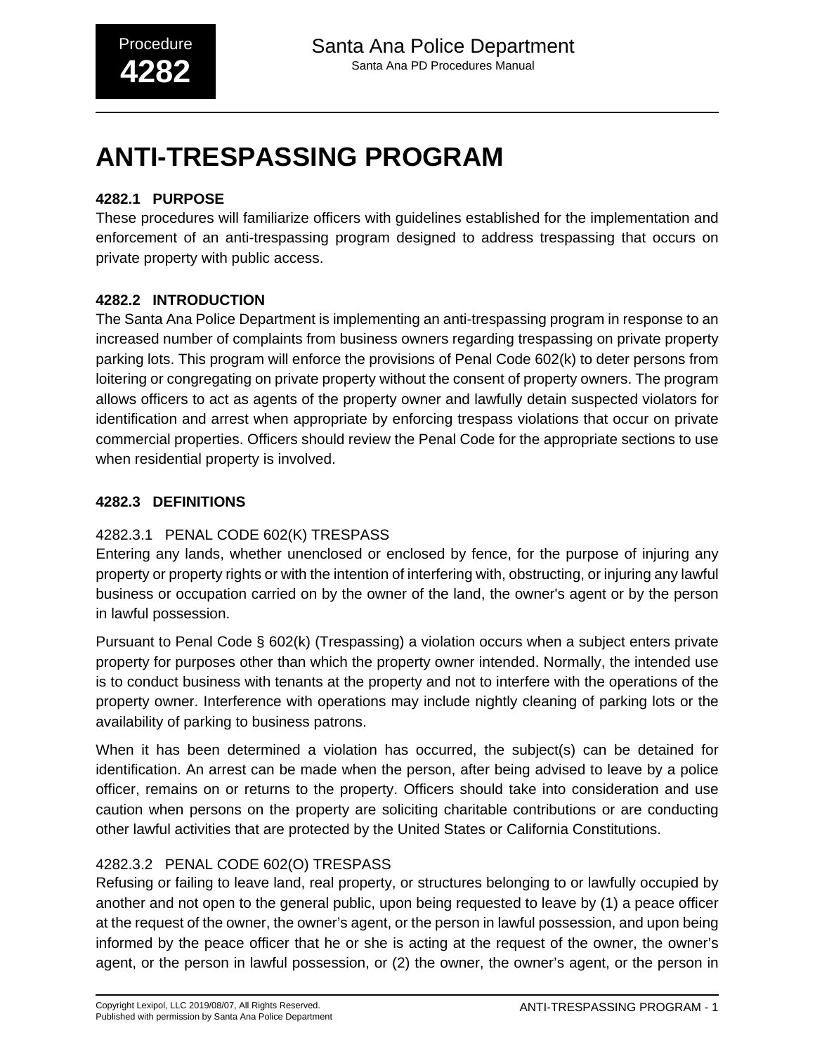# ANTI-TRESPASSING PROGRAM

### 4282.1 PURPOSE

These procedures will familiarize officers with guidelines established for the implementation and enforcement of an anti-trespassing program designed to address trespassing that occurs on private property with public access.

### 4282.2 INTRODUCTION

The Santa Ana Police Department is implementing an anti-trespassing program in response to an increased number of complaints from business owners regarding trespassing on private property parking lots. This program will enforce the provisions of Penal Code 602(k) to deter persons from loitering or congregating on private property without the consent of property owners. The program allows officers to act as agents of the property owner and lawfully detain suspected violators for identification and arrest when appropriate by enforcing trespass violations that occur on private commercial properties. Officers should review the Penal Code for the appropriate sections to use when residential property is involved.

### 4282.3 DEFINITIONS

#### 4282.3.1 PENAL CODE 602(K) TRESPASS

Entering any lands, whether unenclosed or enclosed by fence, for the purpose of injuring any property or property rights or with the intention of interfering with, obstructing, or injuring any lawful business or occupation carried on by the owner of the land, the owner's agent or by the person in lawful possession.

Pursuant to Penal Code § 602(k) (Trespassing) a violation occurs when a subject enters private property for purposes other than which the property owner intended. Normally, the intended use is to conduct business with tenants at the property and not to interfere with the operations of the property owner. Interference with operations may include nightly cleaning of parking lots or the availability of parking to business patrons.

When it has been determined a violation has occurred, the subject(s) can be detained for identification. An arrest can be made when the person, after being advised to leave by a police officer, remains on or returns to the property. Officers should take into consideration and use caution when persons on the property are soliciting charitable contributions or are conducting other lawful activities that are protected by the United States or California Constitutions.

#### 4282.3.2 PENAL CODE 602(O) TRESPASS

Refusing or failing to leave land, real property, or structures belonging to or lawfully occupied by another and not open to the general public, upon being requested to leave by (1) a peace officer at the request of the owner, the owner's agent, or the person in lawful possession, and upon being informed by the peace officer that he or she is acting at the request of the owner, the owner's agent, or the person in lawful possession, or (2) the owner, the owner's agent, or the person in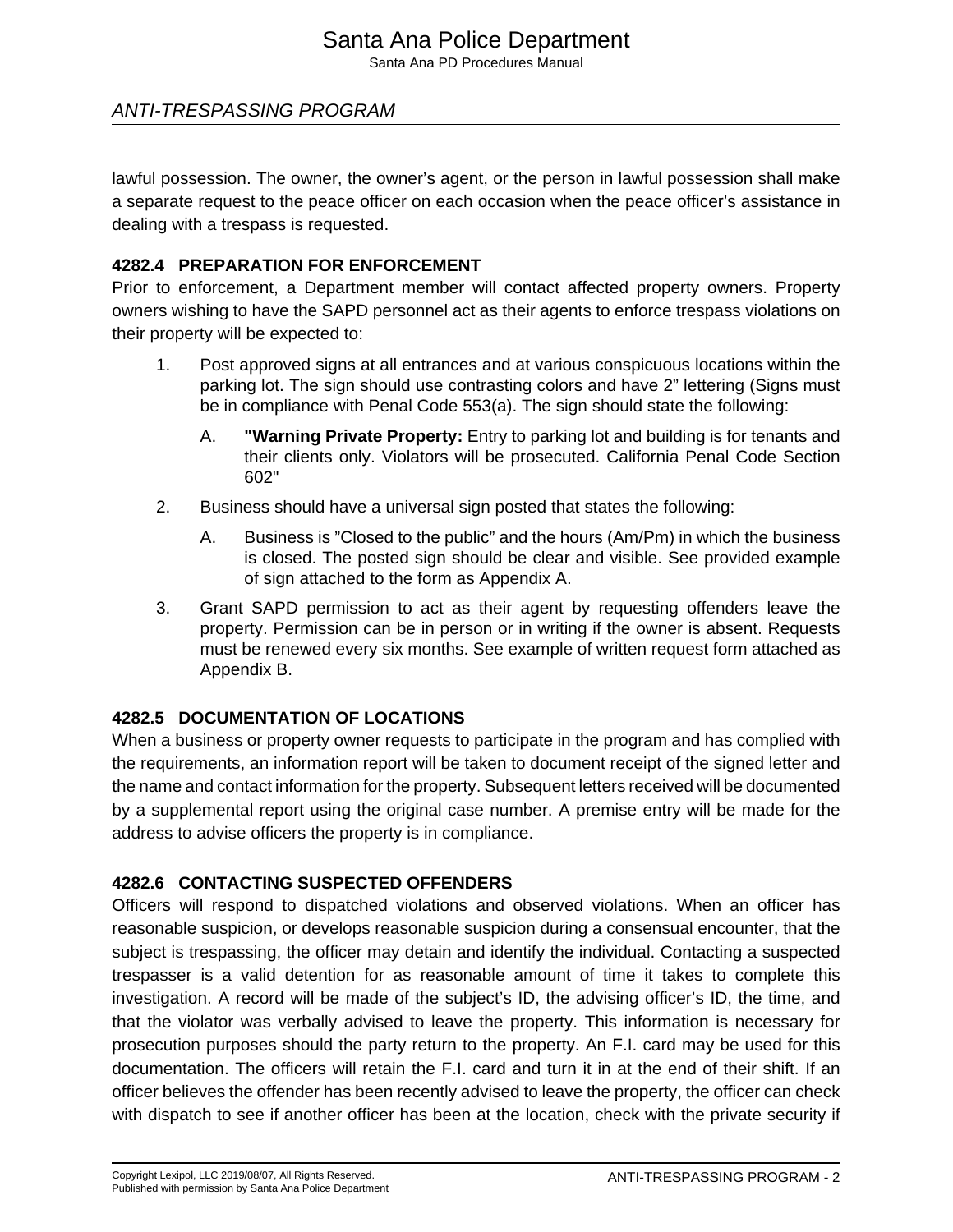lawful possession. The owner, the owner's agent, or the person in lawful possession shall make a separate request to the peace officer on each occasion when the peace officer's assistance in dealing with a trespass is requested.

### 4282.4 PREPARATION FOR ENFORCEMENT

Prior to enforcement, a Department member will contact affected property owners. Property owners wishing to have the SAPD personnel act as their agents to enforce trespass violations on their property will be expected to:

1. Post approved signs at all entrances and at various conspicuous locations within the parking lot. The sign should use contrasting colors and have 2" lettering (Signs must be in compliance with Penal Code 553(a). The sign should state the following:

    A. **"Warning Private Property:** Entry to parking lot and building is for tenants and their clients only. Violators will be prosecuted. California Penal Code Section 602"

2. Business should have a universal sign posted that states the following:

    A. Business is "Closed to the public" and the hours (Am/Pm) in which the business is closed. The posted sign should be clear and visible. See provided example of sign attached to the form as Appendix A.

3. Grant SAPD permission to act as their agent by requesting offenders leave the property. Permission can be in person or in writing if the owner is absent. Requests must be renewed every six months. See example of written request form attached as Appendix B.

### 4282.5 DOCUMENTATION OF LOCATIONS

When a business or property owner requests to participate in the program and has complied with the requirements, an information report will be taken to document receipt of the signed letter and the name and contact information for the property. Subsequent letters received will be documented by a supplemental report using the original case number. A premise entry will be made for the address to advise officers the property is in compliance.

### 4282.6 CONTACTING SUSPECTED OFFENDERS

Officers will respond to dispatched violations and observed violations. When an officer has reasonable suspicion, or develops reasonable suspicion during a consensual encounter, that the subject is trespassing, the officer may detain and identify the individual. Contacting a suspected trespasser is a valid detention for as reasonable amount of time it takes to complete this investigation. A record will be made of the subject's ID, the advising officer's ID, the time, and that the violator was verbally advised to leave the property. This information is necessary for prosecution purposes should the party return to the property. An F.I. card may be used for this documentation. The officers will retain the F.I. card and turn it in at the end of their shift. If an officer believes the offender has been recently advised to leave the property, the officer can check with dispatch to see if another officer has been at the location, check with the private security if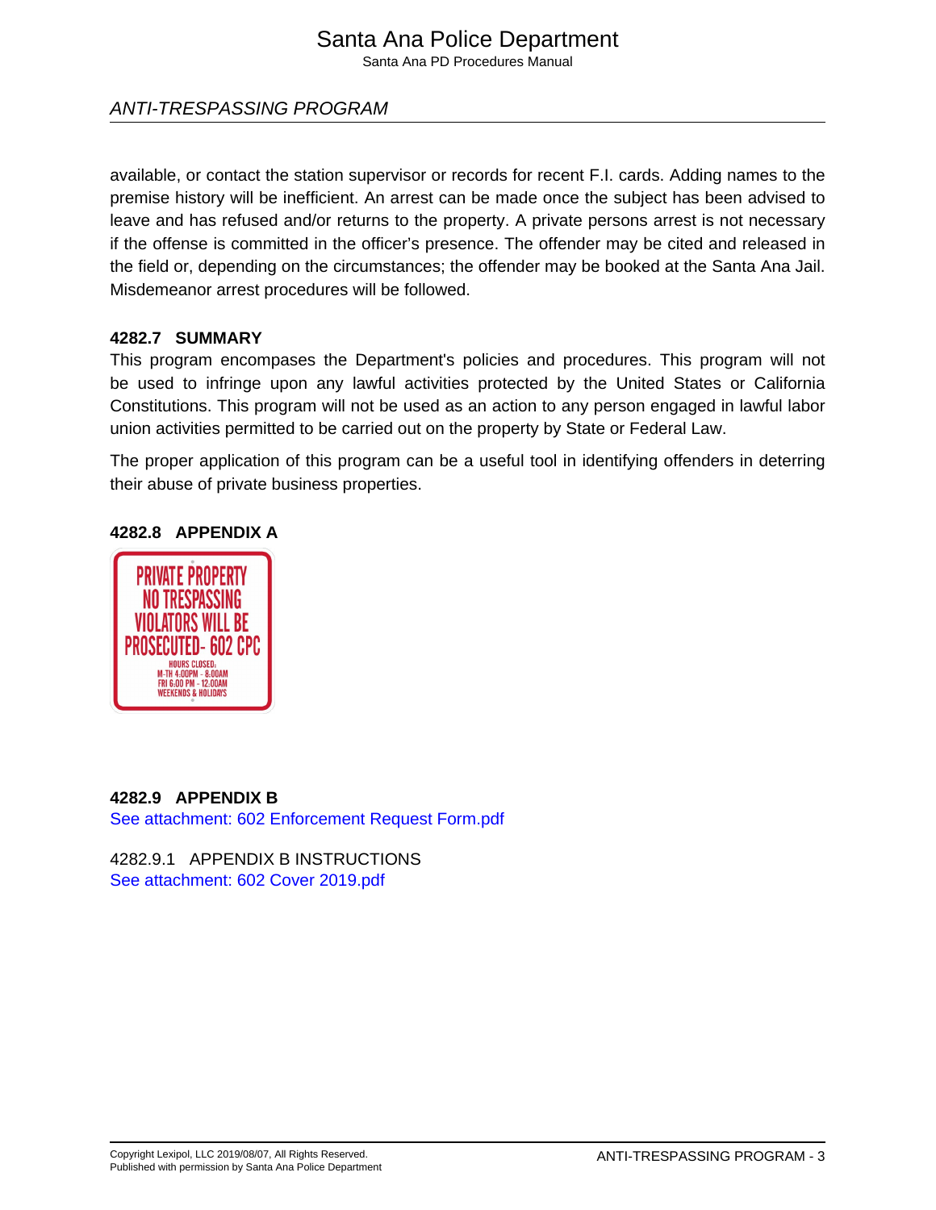available, or contact the station supervisor or records for recent F.I. cards. Adding names to the premise history will be inefficient. An arrest can be made once the subject has been advised to leave and has refused and/or returns to the property. A private persons arrest is not necessary if the offense is committed in the officer's presence. The offender may be cited and released in the field or, depending on the circumstances; the offender may be booked at the Santa Ana Jail. Misdemeanor arrest procedures will be followed.

## 4282.7 SUMMARY

This program encompases the Department's policies and procedures. This program will not be used to infringe upon any lawful activities protected by the United States or California Constitutions. This program will not be used as an action to any person engaged in lawful labor union activities permitted to be carried out on the property by State or Federal Law.

The proper application of this program can be a useful tool in identifying offenders in deterring their abuse of private business properties.

## 4282.8 APPENDIX A

PRIVATE PROPERTY
NO TRESPASSING
VIOLATORS WILL BE
PROSECUTED- 602 CPC

HOURS CLOSED:
M-TH 4:00PM - 8:00AM
FRI 6:00 PM - 12:00AM
WEEKENDS & HOLIDAYS

## 4282.9 APPENDIX B

See attachment: 602 Enforcement Request Form.pdf

### 4282.9.1 APPENDIX B INSTRUCTIONS

See attachment: 602 Cover 2019.pdf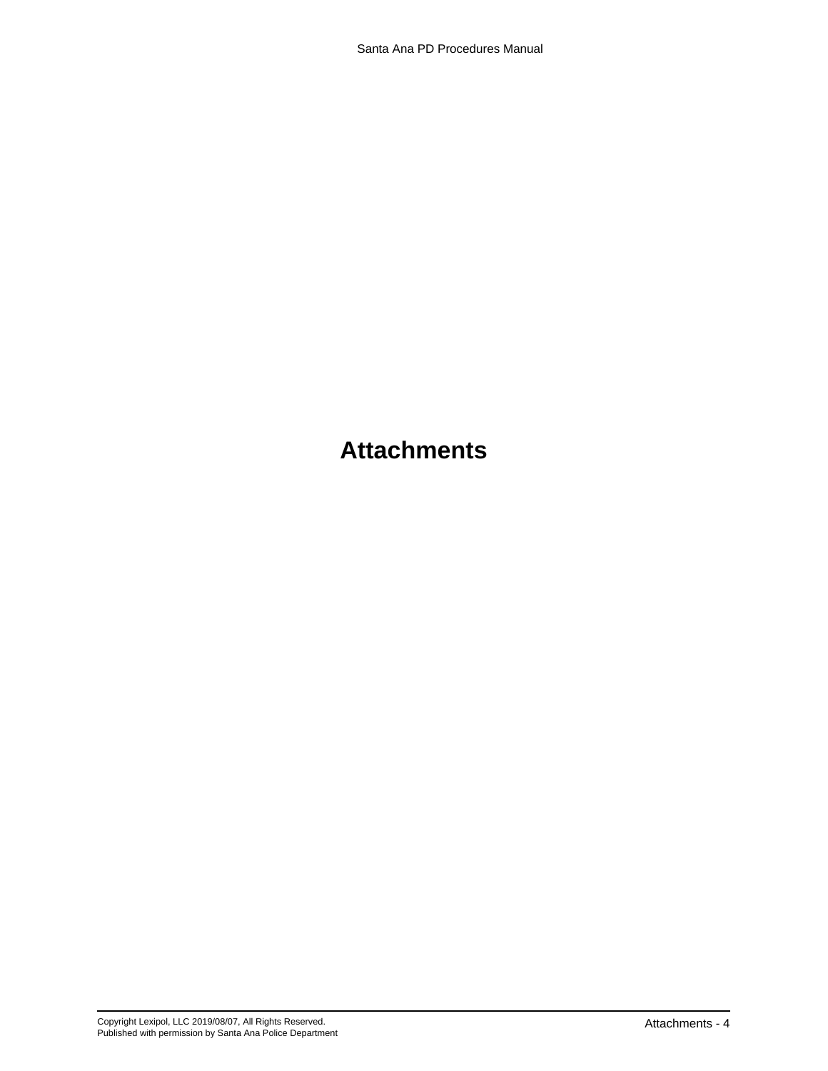# Attachments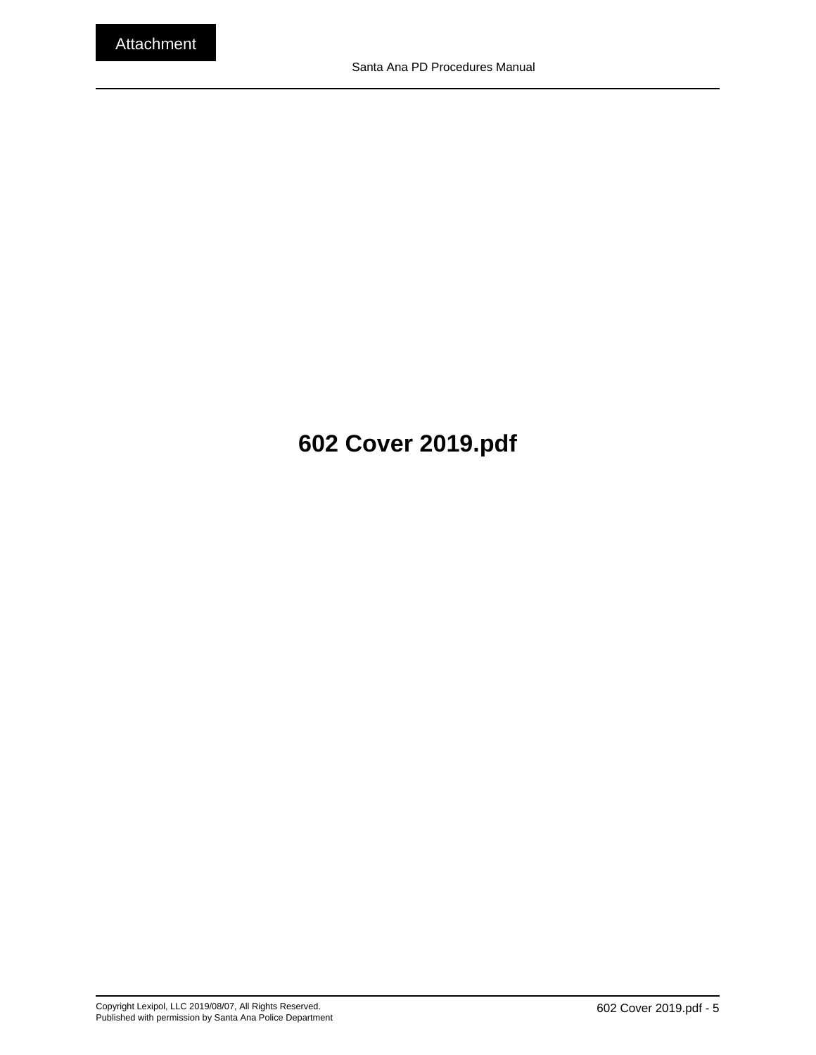Attachment

# 602 Cover 2019.pdf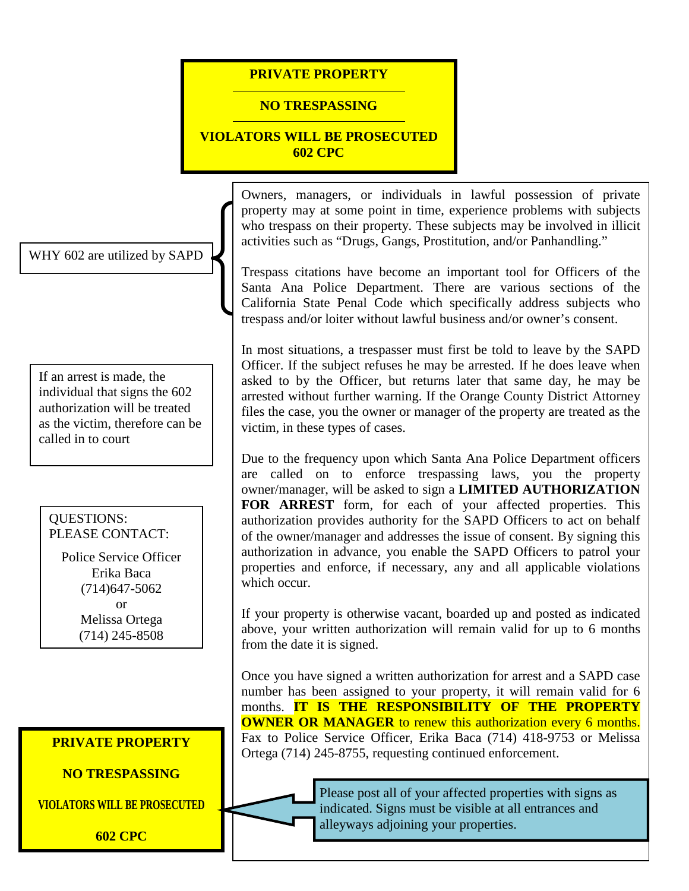**PRIVATE PROPERTY**

**NO TRESPASSING**

**VIOLATORS WILL BE PROSECUTED**
**602 CPC**

WHY 602 are utilized by SAPD

Owners, managers, or individuals in lawful possession of private property may at some point in time, experience problems with subjects who trespass on their property. These subjects may be involved in illicit activities such as "Drugs, Gangs, Prostitution, and/or Panhandling."

Trespass citations have become an important tool for Officers of the Santa Ana Police Department. There are various sections of the California State Penal Code which specifically address subjects who trespass and/or loiter without lawful business and/or owner's consent.

If an arrest is made, the individual that signs the 602 authorization will be treated as the victim, therefore can be called in to court

In most situations, a trespasser must first be told to leave by the SAPD Officer. If the subject refuses he may be arrested. If he does leave when asked to by the Officer, but returns later that same day, he may be arrested without further warning. If the Orange County District Attorney files the case, you the owner or manager of the property are treated as the victim, in these types of cases.

QUESTIONS:
PLEASE CONTACT:

Police Service Officer
Erika Baca
(714)647-5062
or
Melissa Ortega
(714) 245-8508

Due to the frequency upon which Santa Ana Police Department officers are called on to enforce trespassing laws, you the property owner/manager, will be asked to sign a **LIMITED AUTHORIZATION FOR ARREST** form, for each of your affected properties. This authorization provides authority for the SAPD Officers to act on behalf of the owner/manager and addresses the issue of consent. By signing this authorization in advance, you enable the SAPD Officers to patrol your properties and enforce, if necessary, any and all applicable violations which occur.

If your property is otherwise vacant, boarded up and posted as indicated above, your written authorization will remain valid for up to 6 months from the date it is signed.

Once you have signed a written authorization for arrest and a SAPD case number has been assigned to your property, it will remain valid for 6 months. **IT IS THE RESPONSIBILITY OF THE PROPERTY OWNER OR MANAGER** to renew this authorization every 6 months. Fax to Police Service Officer, Erika Baca (714) 418-9753 or Melissa Ortega (714) 245-8755, requesting continued enforcement.

**PRIVATE PROPERTY**

**NO TRESPASSING**

**VIOLATORS WILL BE PROSECUTED**

**602 CPC**

Please post all of your affected properties with signs as indicated. Signs must be visible at all entrances and alleyways adjoining your properties.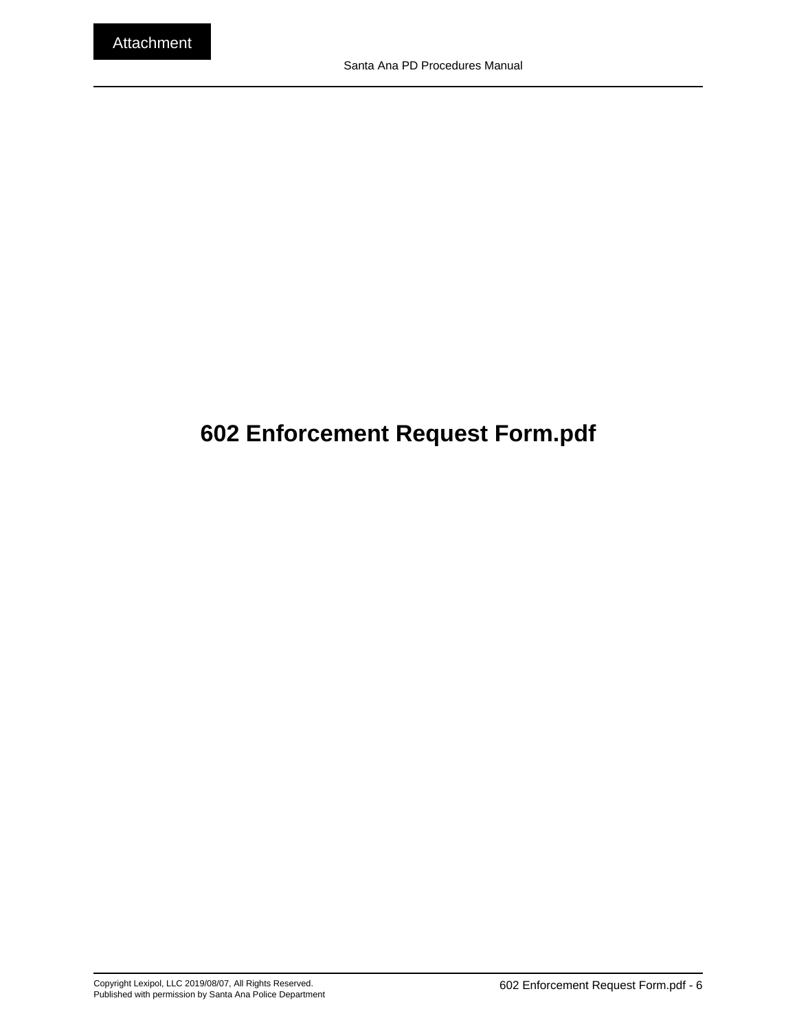Attachment

# 602 Enforcement Request Form.pdf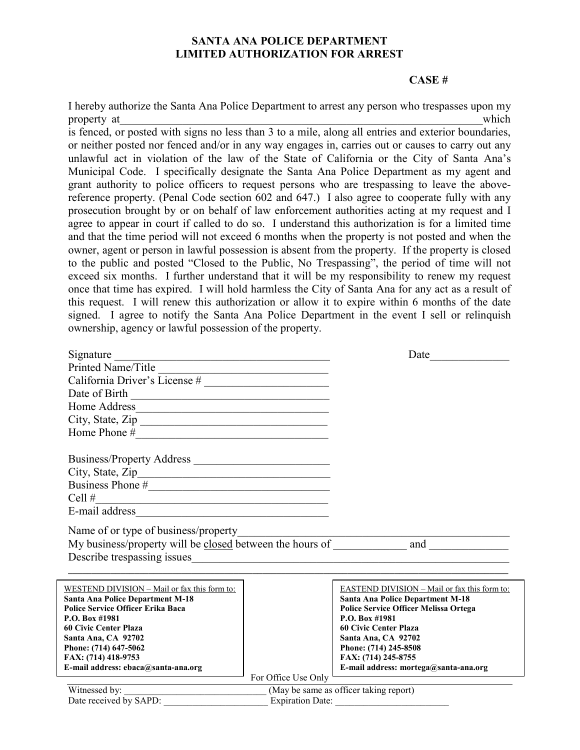**SANTA ANA POLICE DEPARTMENT**
**LIMITED AUTHORIZATION FOR ARREST**

**CASE #**

I hereby authorize the Santa Ana Police Department to arrest any person who trespasses upon my property at\_\_\_\_\_\_\_\_\_\_\_\_\_\_\_\_\_\_\_\_\_\_\_\_\_\_\_\_\_\_\_\_\_\_\_\_\_\_\_\_\_\_\_\_\_\_\_\_\_\_\_\_\_\_\_\_\_\_\_\_\_\_\_\_which is fenced, or posted with signs no less than 3 to a mile, along all entries and exterior boundaries, or neither posted nor fenced and/or in any way engages in, carries out or causes to carry out any unlawful act in violation of the law of the State of California or the City of Santa Ana's Municipal Code. I specifically designate the Santa Ana Police Department as my agent and grant authority to police officers to request persons who are trespassing to leave the above-reference property. (Penal Code section 602 and 647.) I also agree to cooperate fully with any prosecution brought by or on behalf of law enforcement authorities acting at my request and I agree to appear in court if called to do so. I understand this authorization is for a limited time and that the time period will not exceed 6 months when the property is not posted and when the owner, agent or person in lawful possession is absent from the property. If the property is closed to the public and posted "Closed to the Public, No Trespassing", the period of time will not exceed six months. I further understand that it will be my responsibility to renew my request once that time has expired. I will hold harmless the City of Santa Ana for any act as a result of this request. I will renew this authorization or allow it to expire within 6 months of the date signed. I agree to notify the Santa Ana Police Department in the event I sell or relinquish ownership, agency or lawful possession of the property.

Signature \_\_\_\_\_\_\_\_\_\_\_\_\_\_\_\_\_\_\_\_\_\_\_\_\_\_\_\_\_\_\_\_\_\_\_\_\_\_ Date\_\_\_\_\_\_\_\_\_\_\_\_\_\_

Printed Name/Title \_\_\_\_\_\_\_\_\_\_\_\_\_\_\_\_\_\_\_\_\_\_\_\_\_\_\_\_\_\_

California Driver's License # \_\_\_\_\_\_\_\_\_\_\_\_\_\_\_\_\_\_\_\_\_\_

Date of Birth \_\_\_\_\_\_\_\_\_\_\_\_\_\_\_\_\_\_\_\_\_\_\_\_\_\_\_\_\_\_\_\_\_\_

Home Address\_\_\_\_\_\_\_\_\_\_\_\_\_\_\_\_\_\_\_\_\_\_\_\_\_\_\_\_\_\_\_\_\_\_

City, State, Zip \_\_\_\_\_\_\_\_\_\_\_\_\_\_\_\_\_\_\_\_\_\_\_\_\_\_\_\_\_\_\_\_\_

Home Phone #\_\_\_\_\_\_\_\_\_\_\_\_\_\_\_\_\_\_\_\_\_\_\_\_\_\_\_\_\_\_\_\_\_\_

Business/Property Address \_\_\_\_\_\_\_\_\_\_\_\_\_\_\_\_\_\_\_\_\_\_\_\_

City, State, Zip\_\_\_\_\_\_\_\_\_\_\_\_\_\_\_\_\_\_\_\_\_\_\_\_\_\_\_\_\_\_\_\_\_\_\_

Business Phone #\_\_\_\_\_\_\_\_\_\_\_\_\_\_\_\_\_\_\_\_\_\_\_\_\_\_\_\_\_\_\_\_

Cell #\_\_\_\_\_\_\_\_\_\_\_\_\_\_\_\_\_\_\_\_\_\_\_\_\_\_\_\_\_\_\_\_\_\_\_\_\_\_\_\_\_

E-mail address\_\_\_\_\_\_\_\_\_\_\_\_\_\_\_\_\_\_\_\_\_\_\_\_\_\_\_\_\_\_\_\_\_\_

Name of or type of business/property\_\_\_\_\_\_\_\_\_\_\_\_\_\_\_\_\_\_\_\_\_\_\_\_\_\_\_\_\_\_\_\_\_\_\_\_\_\_\_\_\_\_\_\_\_

My business/property will be closed between the hours of \_\_\_\_\_\_\_\_\_\_\_\_\_ and \_\_\_\_\_\_\_\_\_\_\_\_\_\_

Describe trespassing issues\_\_\_\_\_\_\_\_\_\_\_\_\_\_\_\_\_\_\_\_\_\_\_\_\_\_\_\_\_\_\_\_\_\_\_\_\_\_\_\_\_\_\_\_\_\_\_\_\_\_\_\_\_\_\_\_\_\_

\_\_\_\_\_\_\_\_\_\_\_\_\_\_\_\_\_\_\_\_\_\_\_\_\_\_\_\_\_\_\_\_\_\_\_\_\_\_\_\_\_\_\_\_\_\_\_\_\_\_\_\_\_\_\_\_\_\_\_\_\_\_\_\_\_\_\_\_\_\_\_\_\_\_\_\_\_\_\_

WESTEND DIVISION – Mail or fax this form to:
**Santa Ana Police Department M-18**
**Police Service Officer Erika Baca**
**P.O. Box #1981**
**60 Civic Center Plaza**
**Santa Ana, CA 92702**
**Phone: (714) 647-5062**
**FAX: (714) 418-9753**
**E-mail address: ebaca@santa-ana.org**

EASTEND DIVISION – Mail or fax this form to:
**Santa Ana Police Department M-18**
**Police Service Officer Melissa Ortega**
**P.O. Box #1981**
**60 Civic Center Plaza**
**Santa Ana, CA 92702**
**Phone: (714) 245-8508**
**FAX: (714) 245-8755**
**E-mail address: mortega@santa-ana.org**

For Office Use Only

Witnessed by: \_\_\_\_\_\_\_\_\_\_\_\_\_\_\_\_\_\_\_\_\_\_\_\_\_\_\_\_\_\_ (May be same as officer taking report)

Date received by SAPD: \_\_\_\_\_\_\_\_\_\_\_\_\_\_\_\_\_\_\_\_\_\_ Expiration Date: \_\_\_\_\_\_\_\_\_\_\_\_\_\_\_\_\_\_\_\_\_\_\_\_